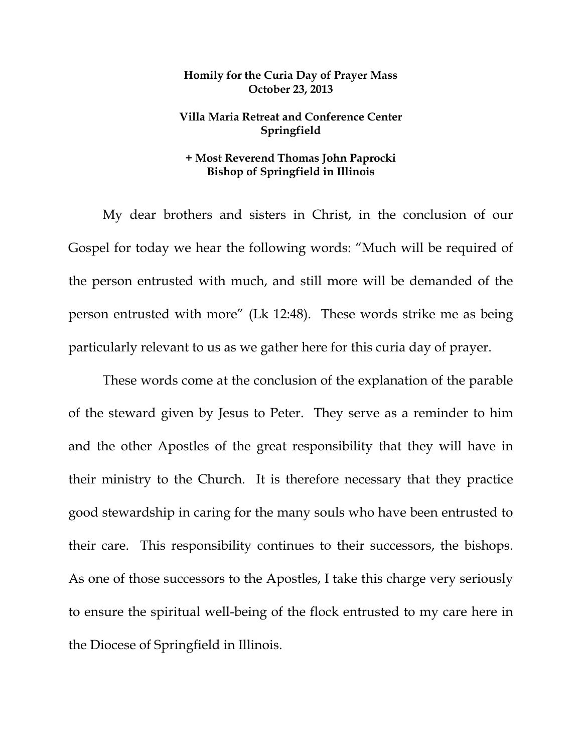**Homily for the Curia Day of Prayer Mass**
**October 23, 2013**

**Villa Maria Retreat and Conference Center**
**Springfield**

**+ Most Reverend Thomas John Paprocki**
**Bishop of Springfield in Illinois**

My dear brothers and sisters in Christ, in the conclusion of our Gospel for today we hear the following words: "Much will be required of the person entrusted with much, and still more will be demanded of the person entrusted with more" (Lk 12:48). These words strike me as being particularly relevant to us as we gather here for this curia day of prayer.

These words come at the conclusion of the explanation of the parable of the steward given by Jesus to Peter. They serve as a reminder to him and the other Apostles of the great responsibility that they will have in their ministry to the Church. It is therefore necessary that they practice good stewardship in caring for the many souls who have been entrusted to their care. This responsibility continues to their successors, the bishops. As one of those successors to the Apostles, I take this charge very seriously to ensure the spiritual well-being of the flock entrusted to my care here in the Diocese of Springfield in Illinois.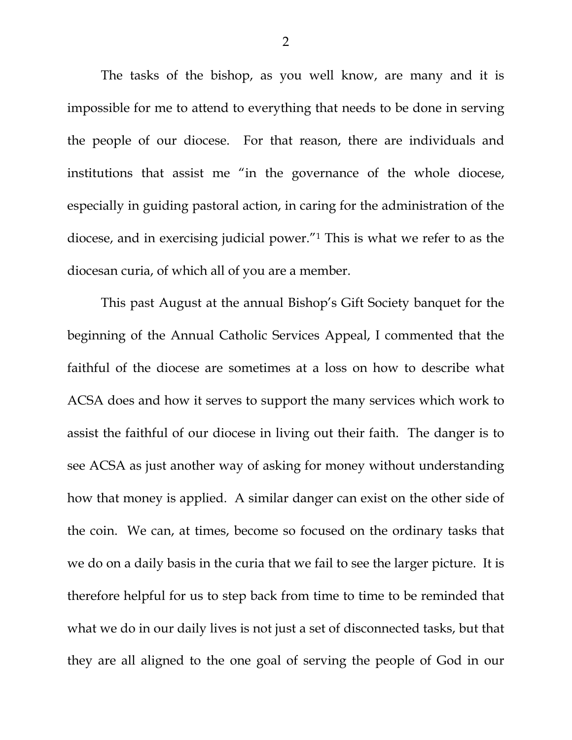The tasks of the bishop, as you well know, are many and it is impossible for me to attend to everything that needs to be done in serving the people of our diocese. For that reason, there are individuals and institutions that assist me "in the governance of the whole diocese, especially in guiding pastoral action, in caring for the administration of the diocese, and in exercising judicial power."[1] This is what we refer to as the diocesan curia, of which all of you are a member.

This past August at the annual Bishop's Gift Society banquet for the beginning of the Annual Catholic Services Appeal, I commented that the faithful of the diocese are sometimes at a loss on how to describe what ACSA does and how it serves to support the many services which work to assist the faithful of our diocese in living out their faith. The danger is to see ACSA as just another way of asking for money without understanding how that money is applied. A similar danger can exist on the other side of the coin. We can, at times, become so focused on the ordinary tasks that we do on a daily basis in the curia that we fail to see the larger picture. It is therefore helpful for us to step back from time to time to be reminded that what we do in our daily lives is not just a set of disconnected tasks, but that they are all aligned to the one goal of serving the people of God in our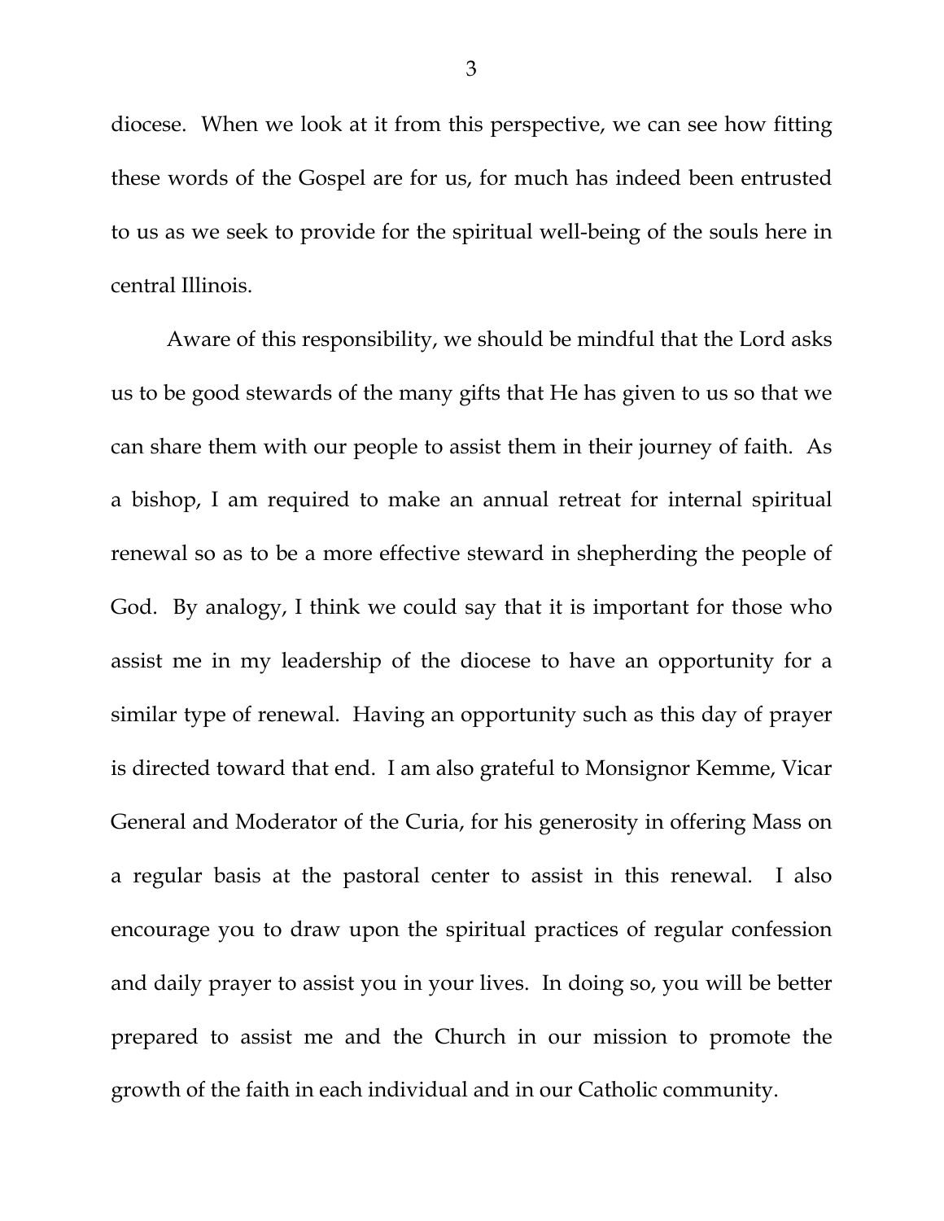diocese. When we look at it from this perspective, we can see how fitting these words of the Gospel are for us, for much has indeed been entrusted to us as we seek to provide for the spiritual well-being of the souls here in central Illinois.

Aware of this responsibility, we should be mindful that the Lord asks us to be good stewards of the many gifts that He has given to us so that we can share them with our people to assist them in their journey of faith. As a bishop, I am required to make an annual retreat for internal spiritual renewal so as to be a more effective steward in shepherding the people of God. By analogy, I think we could say that it is important for those who assist me in my leadership of the diocese to have an opportunity for a similar type of renewal. Having an opportunity such as this day of prayer is directed toward that end. I am also grateful to Monsignor Kemme, Vicar General and Moderator of the Curia, for his generosity in offering Mass on a regular basis at the pastoral center to assist in this renewal. I also encourage you to draw upon the spiritual practices of regular confession and daily prayer to assist you in your lives. In doing so, you will be better prepared to assist me and the Church in our mission to promote the growth of the faith in each individual and in our Catholic community.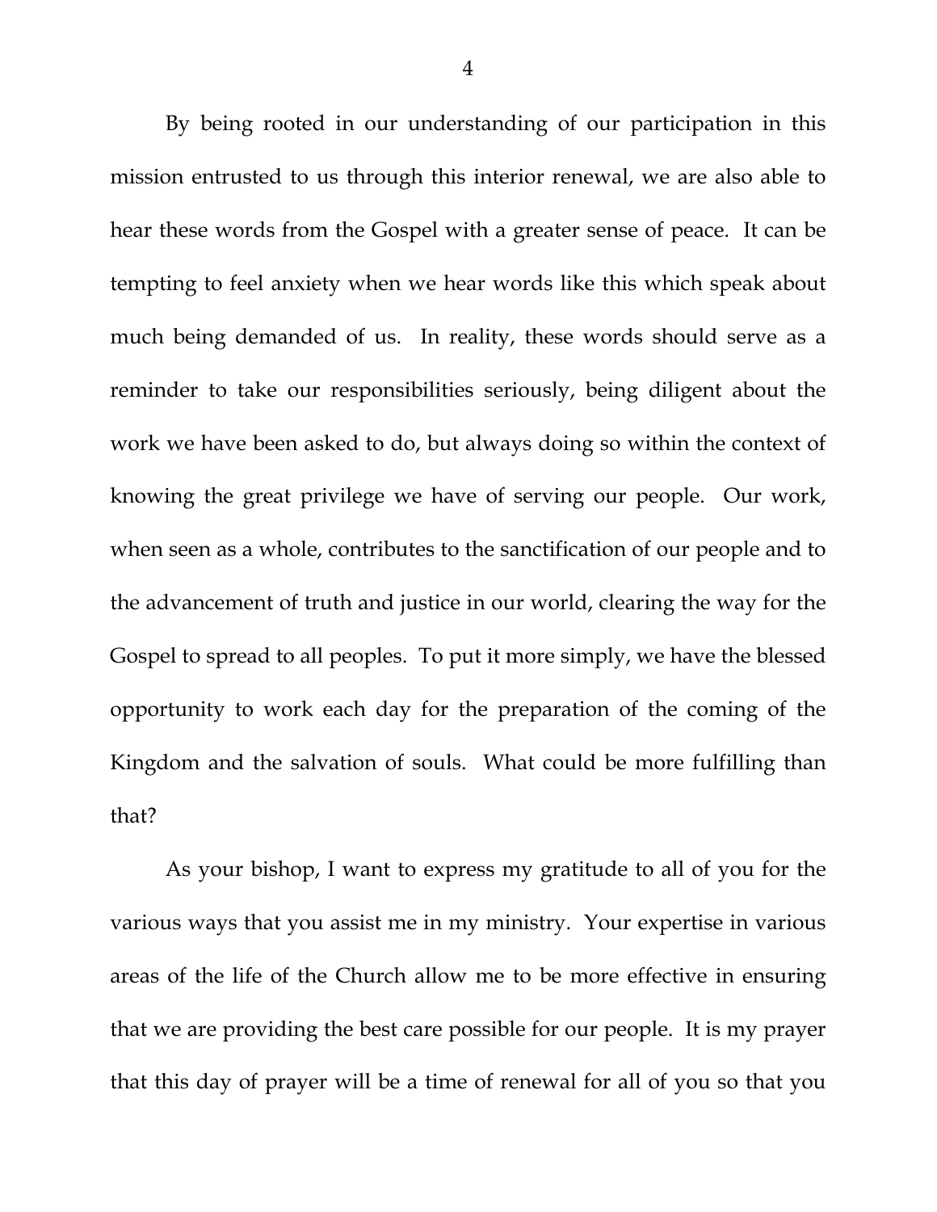By being rooted in our understanding of our participation in this mission entrusted to us through this interior renewal, we are also able to hear these words from the Gospel with a greater sense of peace. It can be tempting to feel anxiety when we hear words like this which speak about much being demanded of us. In reality, these words should serve as a reminder to take our responsibilities seriously, being diligent about the work we have been asked to do, but always doing so within the context of knowing the great privilege we have of serving our people. Our work, when seen as a whole, contributes to the sanctification of our people and to the advancement of truth and justice in our world, clearing the way for the Gospel to spread to all peoples. To put it more simply, we have the blessed opportunity to work each day for the preparation of the coming of the Kingdom and the salvation of souls. What could be more fulfilling than that?

As your bishop, I want to express my gratitude to all of you for the various ways that you assist me in my ministry. Your expertise in various areas of the life of the Church allow me to be more effective in ensuring that we are providing the best care possible for our people. It is my prayer that this day of prayer will be a time of renewal for all of you so that you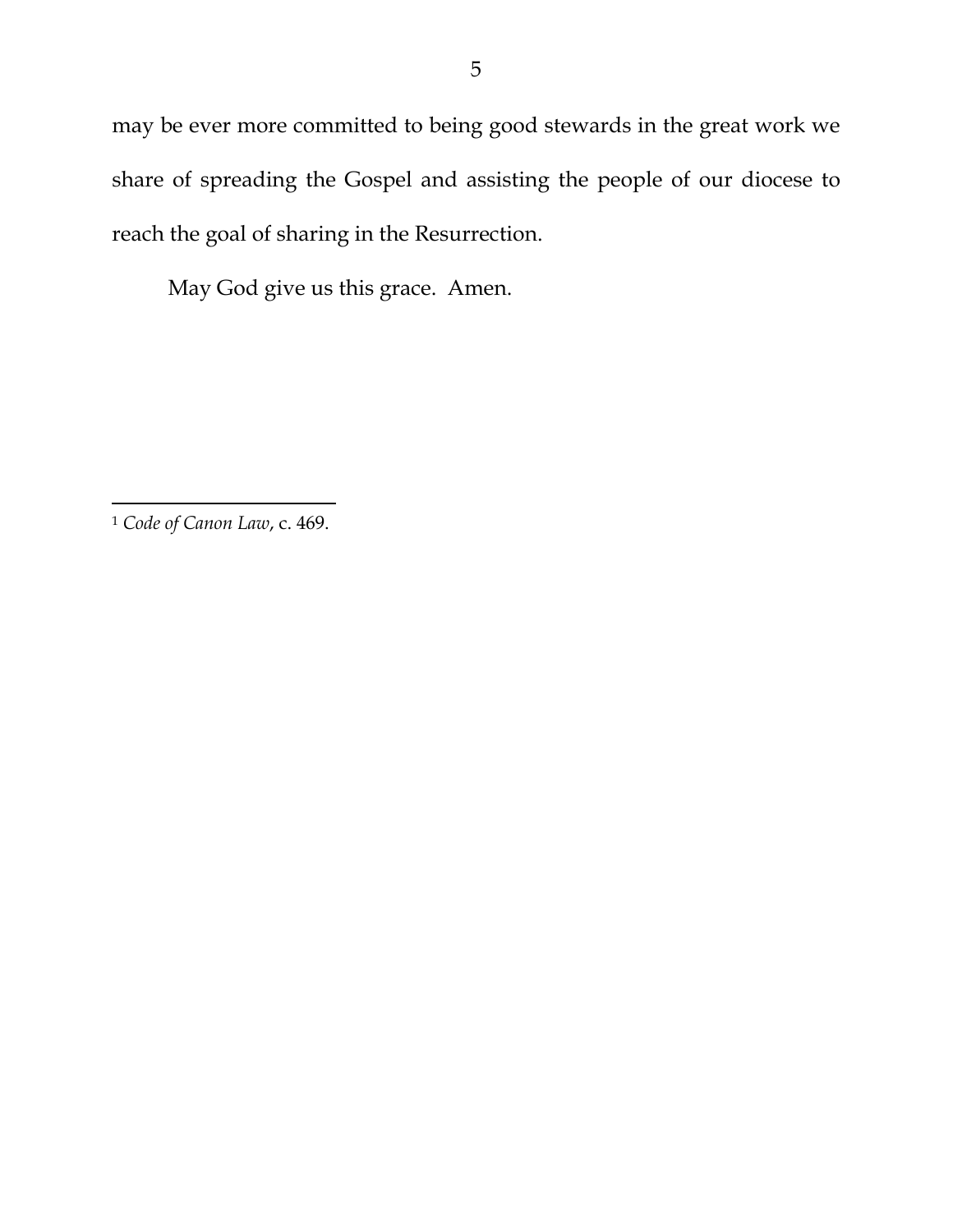may be ever more committed to being good stewards in the great work we share of spreading the Gospel and assisting the people of our diocese to reach the goal of sharing in the Resurrection.

May God give us this grace. Amen.

---

[1] *Code of Canon Law*, c. 469.